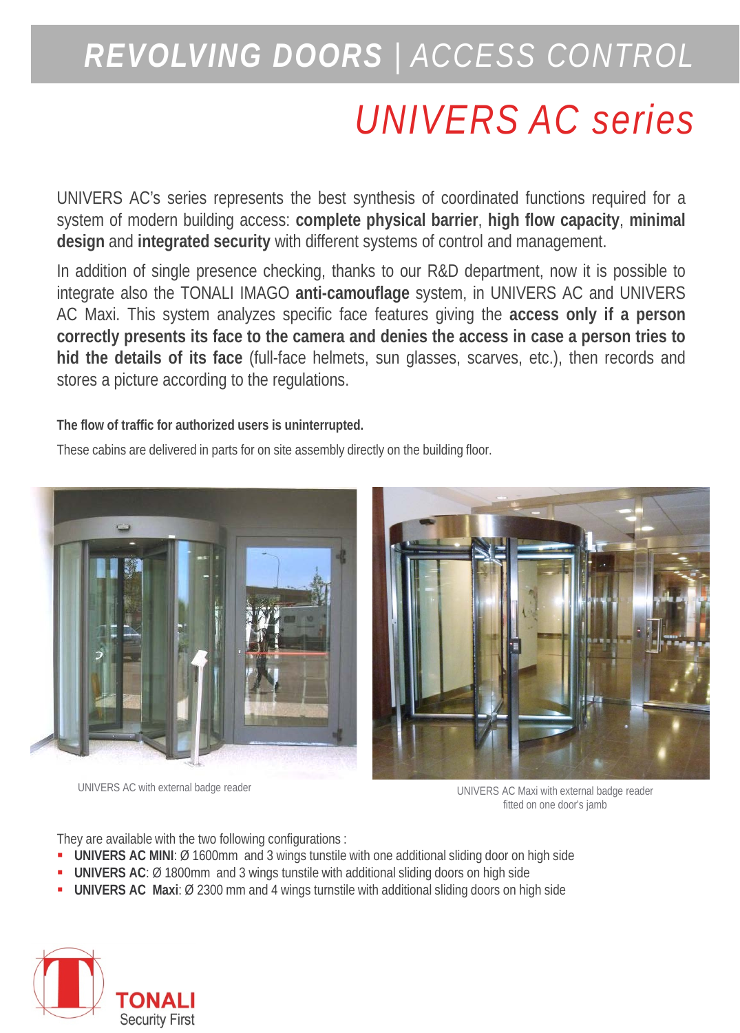# REVOLVING DOORS | ACCESS CONTROL

## UNIVERS AC series

UNIVERS AC's series represents the best synthesis of coordinated functions required for a system of modern building access: **complete physical barrier**, **high flow capacity**, **minimal design** and **integrated security** with different systems of control and management.

In addition of single presence checking, thanks to our R&D department, now it is possible to integrate also the TONALI IMAGO **anti-camouflage** system, in UNIVERS AC and UNIVERS AC Maxi. This system analyzes specific face features giving the **access only if a person correctly presents its face to the camera and denies the access in case a person tries to hid the details of its face** (full-face helmets, sun glasses, scarves, etc.), then records and stores a picture according to the regulations.

**The flow of traffic for authorized users is uninterrupted.**

These cabins are delivered in parts for on site assembly directly on the building floor.

UNIVERS AC with external badge reader

UNIVERS AC Maxi with external badge reader fitted on one door's jamb

They are available with the two following configurations :

- **UNIVERS AC MINI**: Ø 1600mm and 3 wings tunstile with one additional sliding door on high side
- **UNIVERS AC**: Ø 1800mm and 3 wings tunstile with additional sliding doors on high side
- **UNIVERS AC Maxi**: Ø 2300 mm and 4 wings turnstile with additional sliding doors on high side

TONALI
Security First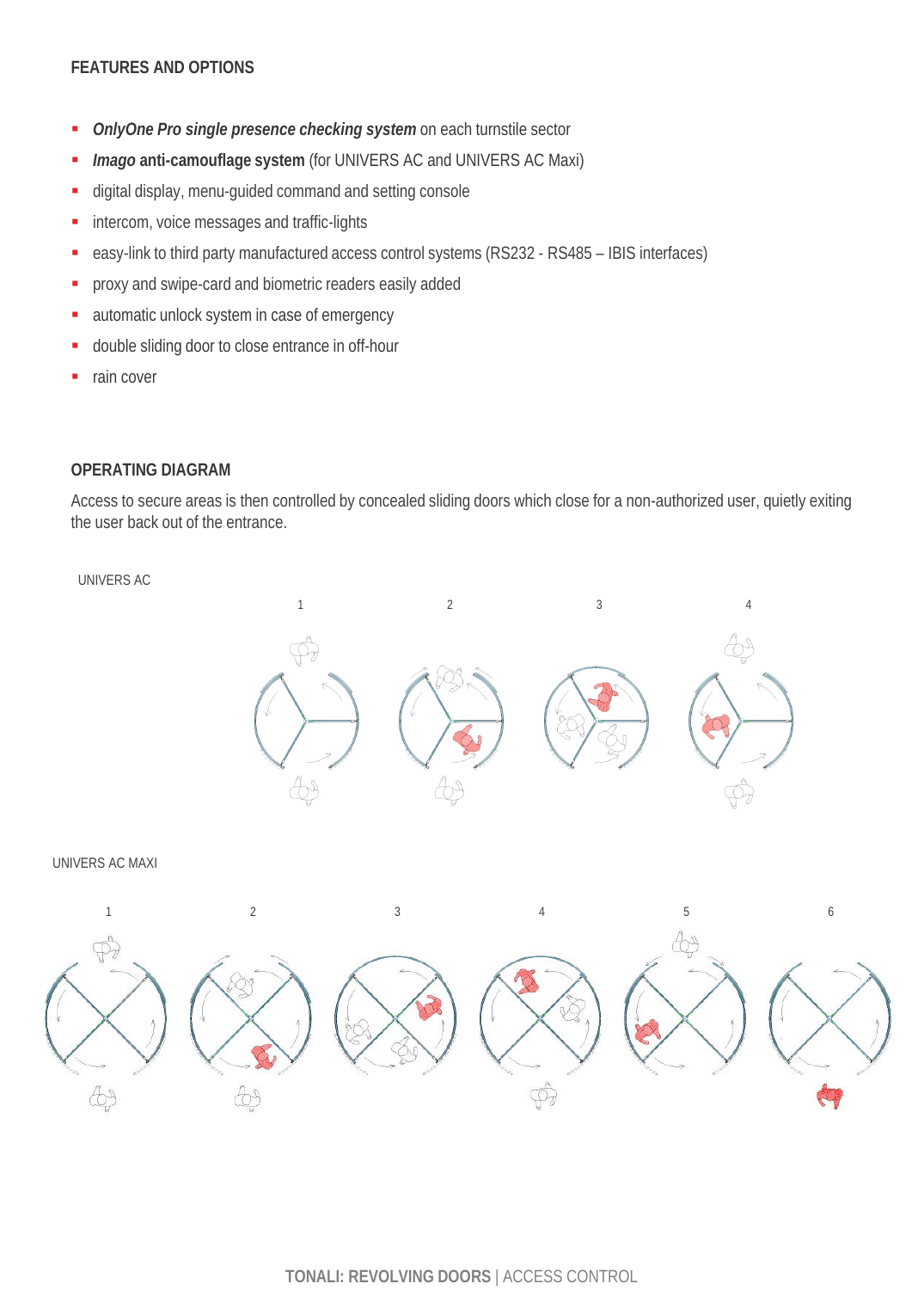## FEATURES AND OPTIONS

- ***OnlyOne Pro* single presence checking system** on each turnstile sector
- ***Imago* anti-camouflage system** (for UNIVERS AC and UNIVERS AC Maxi)
- digital display, menu-guided command and setting console
- intercom, voice messages and traffic-lights
- easy-link to third party manufactured access control systems (RS232 - RS485 – IBIS interfaces)
- proxy and swipe-card and biometric readers easily added
- automatic unlock system in case of emergency
- double sliding door to close entrance in off-hour
- rain cover

## OPERATING DIAGRAM

Access to secure areas is then controlled by concealed sliding doors which close for a non-authorized user, quietly exiting the user back out of the entrance.

UNIVERS AC

1 2 3 4

UNIVERS AC MAXI

1 2 3 4 5 6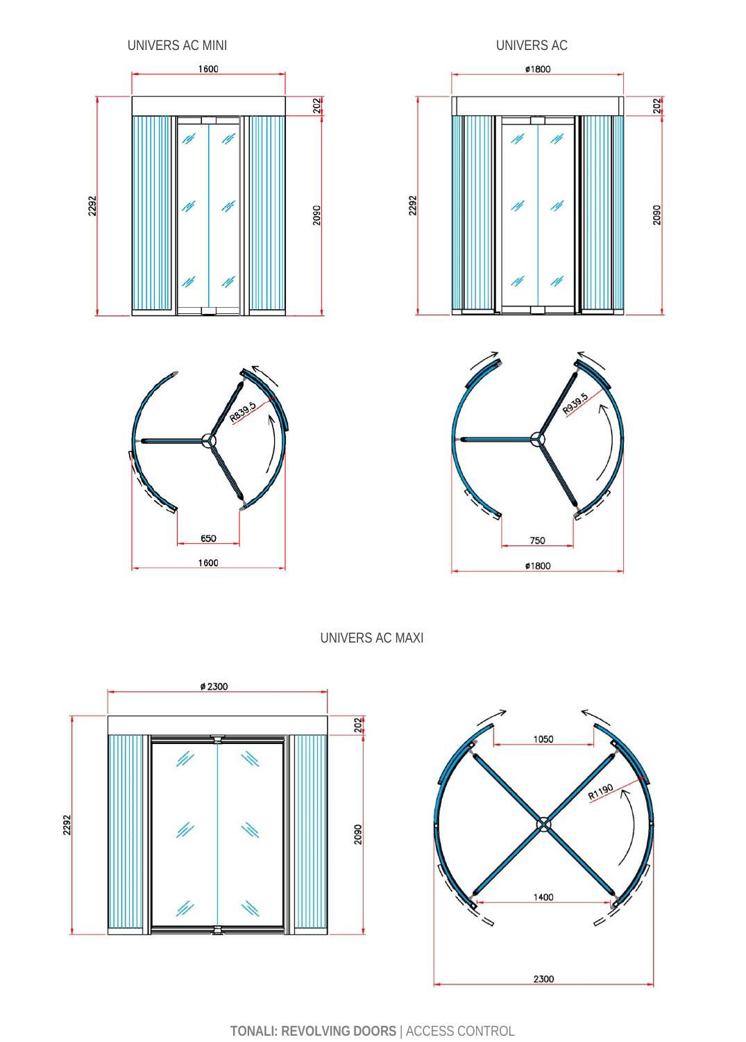## UNIVERS AC MINI

1600

202

2292

2090

R839.5

650

1600

## UNIVERS AC

ø1800

202

2292

2090

R939.5

750

ø1800

## UNIVERS AC MAXI

ø 2300

202

2292

2090

1050

R1190

1400

2300

**TONALI: REVOLVING DOORS** | ACCESS CONTROL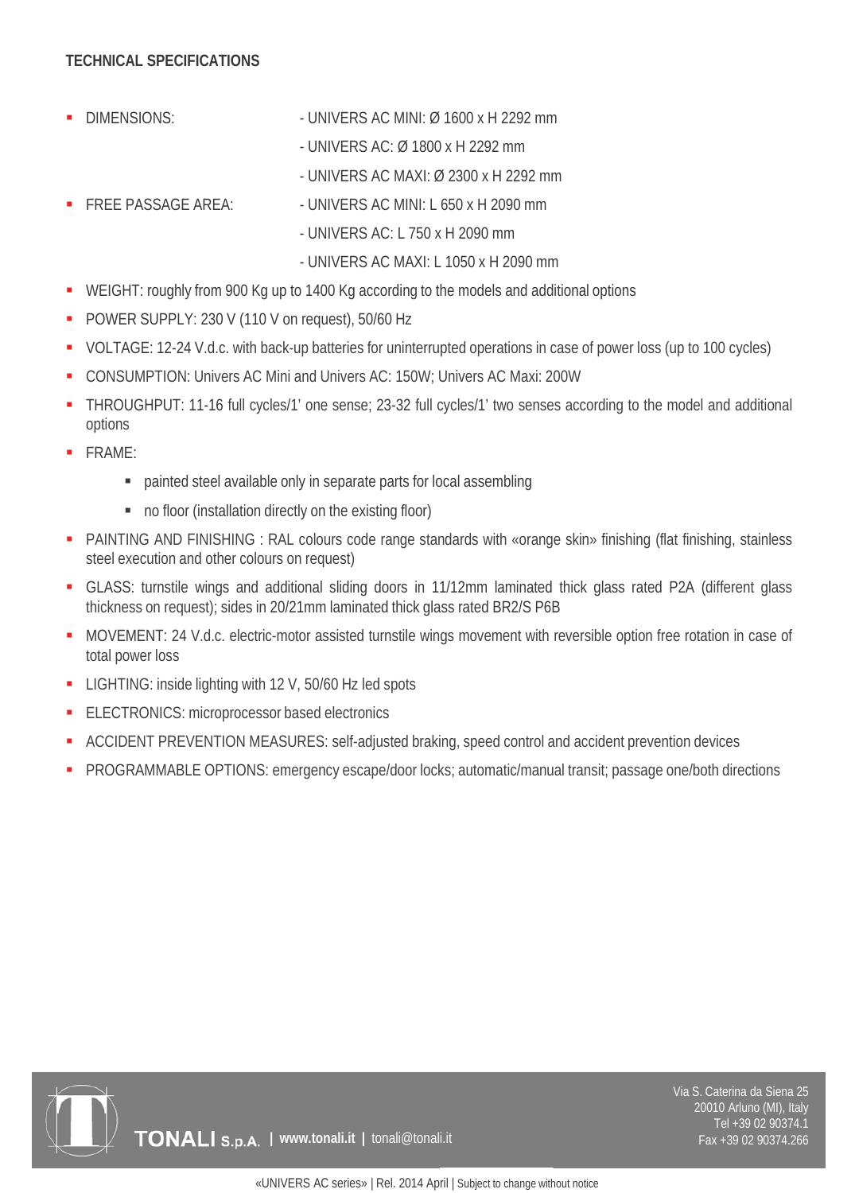**TECHNICAL SPECIFICATIONS**

- DIMENSIONS:
  - UNIVERS AC MINI: Ø 1600 x H 2292 mm
  - UNIVERS AC: Ø 1800 x H 2292 mm
  - UNIVERS AC MAXI: Ø 2300 x H 2292 mm
- FREE PASSAGE AREA:
  - UNIVERS AC MINI: L 650 x H 2090 mm
  - UNIVERS AC: L 750 x H 2090 mm
  - UNIVERS AC MAXI: L 1050 x H 2090 mm
- WEIGHT: roughly from 900 Kg up to 1400 Kg according to the models and additional options
- POWER SUPPLY: 230 V (110 V on request), 50/60 Hz
- VOLTAGE: 12-24 V.d.c. with back-up batteries for uninterrupted operations in case of power loss (up to 100 cycles)
- CONSUMPTION: Univers AC Mini and Univers AC: 150W; Univers AC Maxi: 200W
- THROUGHPUT: 11-16 full cycles/1' one sense; 23-32 full cycles/1' two senses according to the model and additional options
- FRAME:
  - painted steel available only in separate parts for local assembling
  - no floor (installation directly on the existing floor)
- PAINTING AND FINISHING : RAL colours code range standards with «orange skin» finishing (flat finishing, stainless steel execution and other colours on request)
- GLASS: turnstile wings and additional sliding doors in 11/12mm laminated thick glass rated P2A (different glass thickness on request); sides in 20/21mm laminated thick glass rated BR2/S P6B
- MOVEMENT: 24 V.d.c. electric-motor assisted turnstile wings movement with reversible option free rotation in case of total power loss
- LIGHTING: inside lighting with 12 V, 50/60 Hz led spots
- ELECTRONICS: microprocessor based electronics
- ACCIDENT PREVENTION MEASURES: self-adjusted braking, speed control and accident prevention devices
- PROGRAMMABLE OPTIONS: emergency escape/door locks; automatic/manual transit; passage one/both directions

TONALI S.p.A. | www.tonali.it | tonali@tonali.it

Via S. Caterina da Siena 25
20010 Arluno (MI), Italy
Tel +39 02 90374.1
Fax +39 02 90374.266

«UNIVERS AC series» | Rel. 2014 April | Subject to change without notice